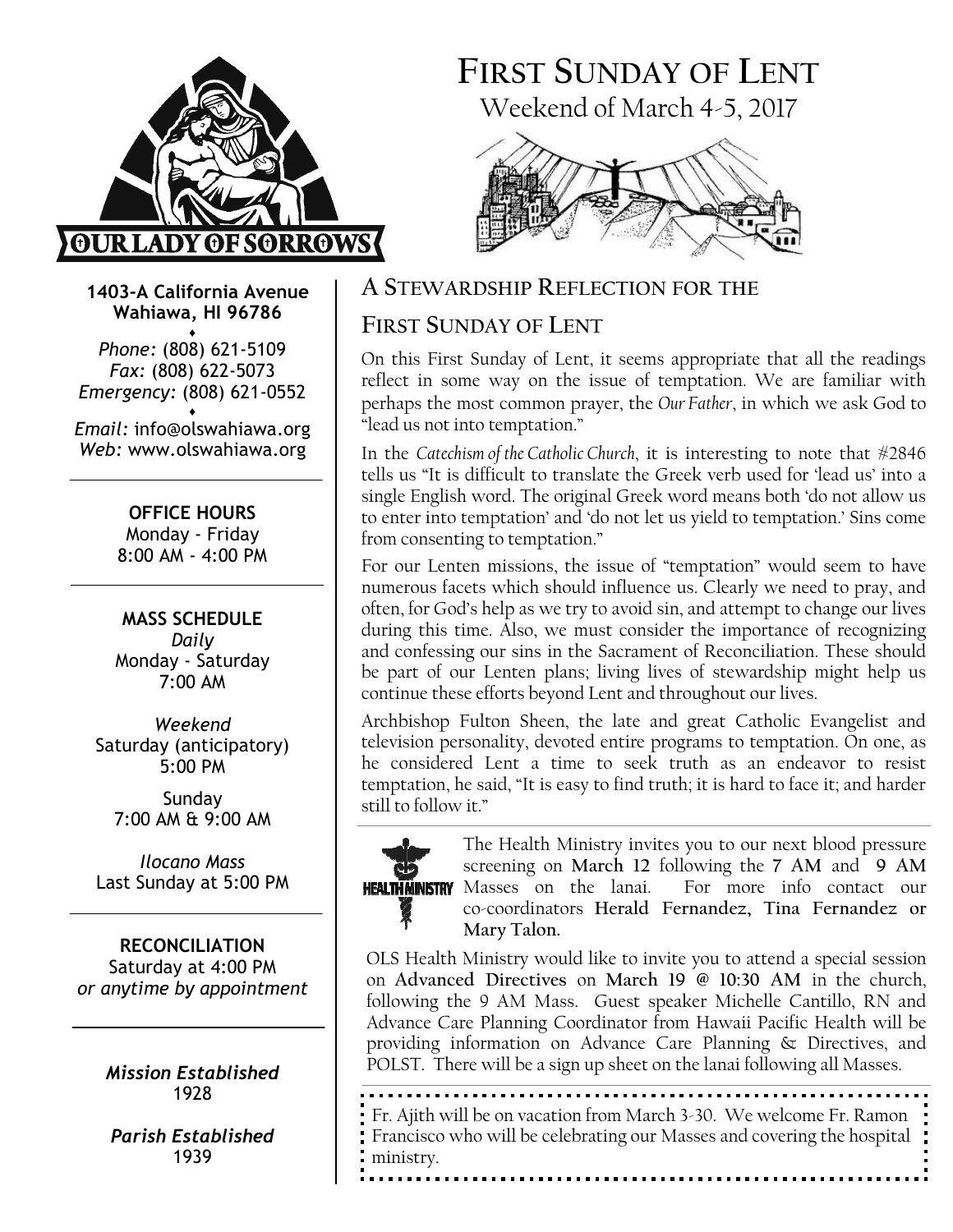# FIRST SUNDAY OF LENT

Weekend of March 4-5, 2017

**1403-A California Avenue**
**Wahiawa, HI 96786**

*Phone:* (808) 621-5109
*Fax:* (808) 622-5073
*Emergency:* (808) 621-0552

*Email:* info@olswahiawa.org
*Web:* www.olswahiawa.org

**OFFICE HOURS**
Monday - Friday
8:00 AM - 4:00 PM

**MASS SCHEDULE**
*Daily*
Monday - Saturday
7:00 AM

*Weekend*
Saturday (anticipatory)
5:00 PM

Sunday
7:00 AM & 9:00 AM

*Ilocano Mass*
Last Sunday at 5:00 PM

**RECONCILIATION**
Saturday at 4:00 PM
*or anytime by appointment*

***Mission Established***
1928

***Parish Established***
1939

## A STEWARDSHIP REFLECTION FOR THE FIRST SUNDAY OF LENT

On this First Sunday of Lent, it seems appropriate that all the readings reflect in some way on the issue of temptation. We are familiar with perhaps the most common prayer, the *Our Father*, in which we ask God to "lead us not into temptation."

In the *Catechism of the Catholic Church*, it is interesting to note that #2846 tells us "It is difficult to translate the Greek verb used for 'lead us' into a single English word. The original Greek word means both 'do not allow us to enter into temptation' and 'do not let us yield to temptation.' Sins come from consenting to temptation."

For our Lenten missions, the issue of "temptation" would seem to have numerous facets which should influence us. Clearly we need to pray, and often, for God's help as we try to avoid sin, and attempt to change our lives during this time. Also, we must consider the importance of recognizing and confessing our sins in the Sacrament of Reconciliation. These should be part of our Lenten plans; living lives of stewardship might help us continue these efforts beyond Lent and throughout our lives.

Archbishop Fulton Sheen, the late and great Catholic Evangelist and television personality, devoted entire programs to temptation. On one, as he considered Lent a time to seek truth as an endeavor to resist temptation, he said, "It is easy to find truth; it is hard to face it; and harder still to follow it."

HEALTH MINISTRY

The Health Ministry invites you to our next blood pressure screening on **March 12** following the **7 AM** and **9 AM** Masses on the lanai. For more info contact our co-coordinators **Herald Fernandez, Tina Fernandez or Mary Talon.**

OLS Health Ministry would like to invite you to attend a special session on **Advanced Directives** on **March 19 @ 10:30 AM** in the church, following the 9 AM Mass. Guest speaker Michelle Cantillo, RN and Advance Care Planning Coordinator from Hawaii Pacific Health will be providing information on Advance Care Planning & Directives, and POLST. There will be a sign up sheet on the lanai following all Masses.

Fr. Ajith will be on vacation from March 3-30. We welcome Fr. Ramon Francisco who will be celebrating our Masses and covering the hospital ministry.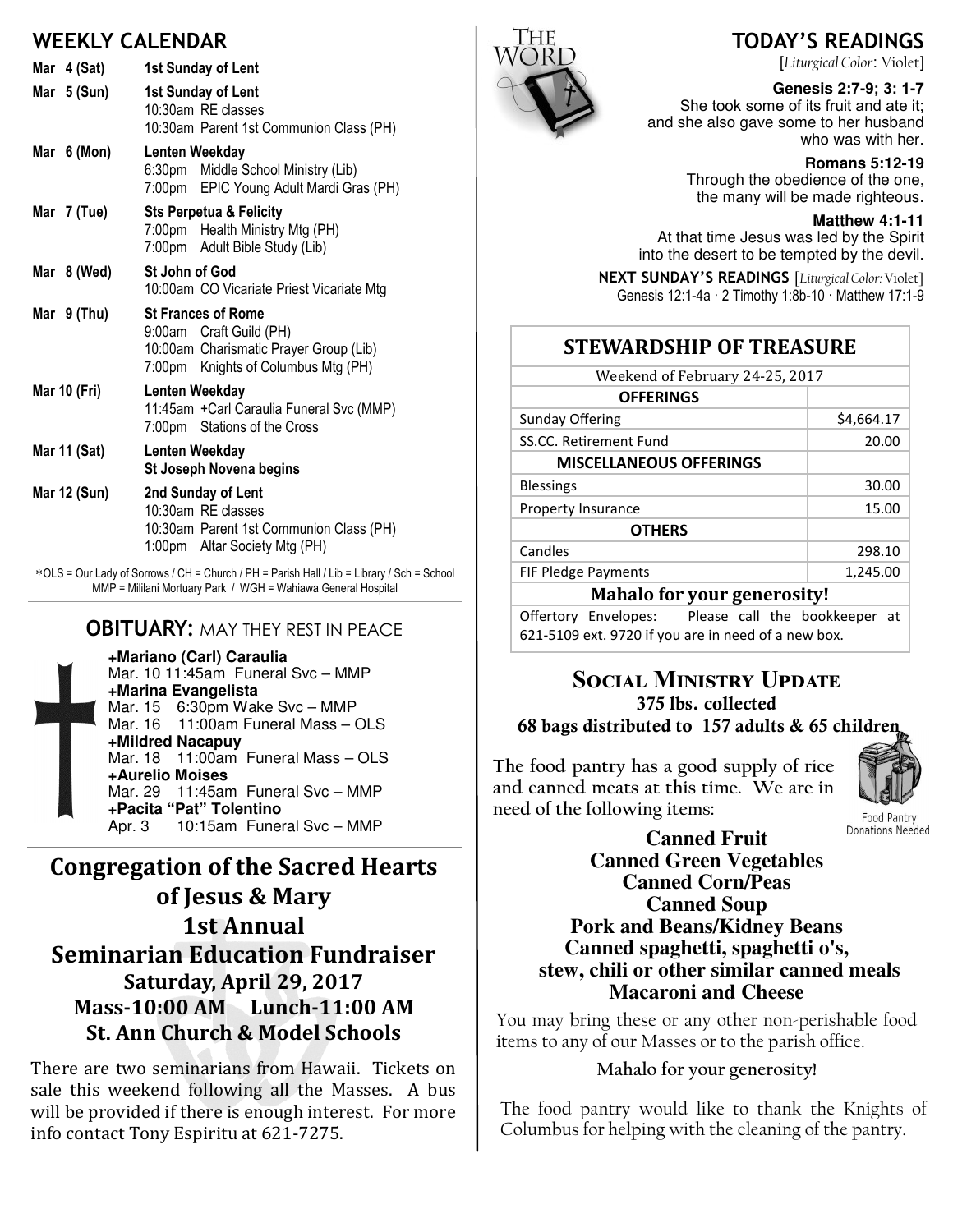## WEEKLY CALENDAR

| | |
|---|---|
| Mar 4 (Sat) | **1st Sunday of Lent** |
| Mar 5 (Sun) | **1st Sunday of Lent**<br>10:30am RE classes<br>10:30am Parent 1st Communion Class (PH) |
| Mar 6 (Mon) | **Lenten Weekday**<br>6:30pm Middle School Ministry (Lib)<br>7:00pm EPIC Young Adult Mardi Gras (PH) |
| Mar 7 (Tue) | **Sts Perpetua & Felicity**<br>7:00pm Health Ministry Mtg (PH)<br>7:00pm Adult Bible Study (Lib) |
| Mar 8 (Wed) | **St John of God**<br>10:00am CO Vicariate Priest Vicariate Mtg |
| Mar 9 (Thu) | **St Frances of Rome**<br>9:00am Craft Guild (PH)<br>10:00am Charismatic Prayer Group (Lib)<br>7:00pm Knights of Columbus Mtg (PH) |
| Mar 10 (Fri) | **Lenten Weekday**<br>11:45am +Carl Caraulia Funeral Svc (MMP)<br>7:00pm Stations of the Cross |
| Mar 11 (Sat) | **Lenten Weekday**<br>**St Joseph Novena begins** |
| Mar 12 (Sun) | **2nd Sunday of Lent**<br>10:30am RE classes<br>10:30am Parent 1st Communion Class (PH)<br>1:00pm Altar Society Mtg (PH) |

*OLS = Our Lady of Sorrows / CH = Church / PH = Parish Hall / Lib = Library / Sch = School
MMP = Mililani Mortuary Park / WGH = Wahiawa General Hospital

## OBITUARY: MAY THEY REST IN PEACE

**+Mariano (Carl) Caraulia**
Mar. 10 11:45am Funeral Svc – MMP

**+Marina Evangelista**
Mar. 15 6:30pm Wake Svc – MMP
Mar. 16 11:00am Funeral Mass – OLS

**+Mildred Nacapuy**
Mar. 18 11:00am Funeral Mass – OLS

**+Aurelio Moises**
Mar. 29 11:45am Funeral Svc – MMP

**+Pacita "Pat" Tolentino**
Apr. 3 10:15am Funeral Svc – MMP

## Congregation of the Sacred Hearts of Jesus & Mary 1st Annual Seminarian Education Fundraiser

**Saturday, April 29, 2017**
**Mass-10:00 AM Lunch-11:00 AM**
**St. Ann Church & Model Schools**

There are two seminarians from Hawaii. Tickets on sale this weekend following all the Masses. A bus will be provided if there is enough interest. For more info contact Tony Espiritu at 621-7275.

## TODAY'S READINGS

[*Liturgical Color:* Violet]

**Genesis 2:7-9; 3: 1-7**
She took some of its fruit and ate it; and she also gave some to her husband who was with her.

**Romans 5:12-19**
Through the obedience of the one, the many will be made righteous.

**Matthew 4:1-11**
At that time Jesus was led by the Spirit into the desert to be tempted by the devil.

**NEXT SUNDAY'S READINGS** [*Liturgical Color:* Violet]
Genesis 12:1-4a · 2 Timothy 1:8b-10 · Matthew 17:1-9

## STEWARDSHIP OF TREASURE

Weekend of February 24-25, 2017

| **OFFERINGS** | |
|---|---|
| Sunday Offering | $4,664.17 |
| SS.CC. Retirement Fund | 20.00 |
| **MISCELLANEOUS OFFERINGS** | |
| Blessings | 30.00 |
| Property Insurance | 15.00 |
| **OTHERS** | |
| Candles | 298.10 |
| FIF Pledge Payments | 1,245.00 |

**Mahalo for your generosity!**

Offertory Envelopes: Please call the bookkeeper at 621-5109 ext. 9720 if you are in need of a new box.

## SOCIAL MINISTRY UPDATE

**375 lbs. collected**
**68 bags distributed to 157 adults & 65 children**

The food pantry has a good supply of rice and canned meats at this time. We are in need of the following items:

Food Pantry Donations Needed

**Canned Fruit**
**Canned Green Vegetables**
**Canned Corn/Peas**
**Canned Soup**
**Pork and Beans/Kidney Beans**
**Canned spaghetti, spaghetti o's, stew, chili or other similar canned meals**
**Macaroni and Cheese**

You may bring these or any other non-perishable food items to any of our Masses or to the parish office.

Mahalo for your generosity!

The food pantry would like to thank the Knights of Columbus for helping with the cleaning of the pantry.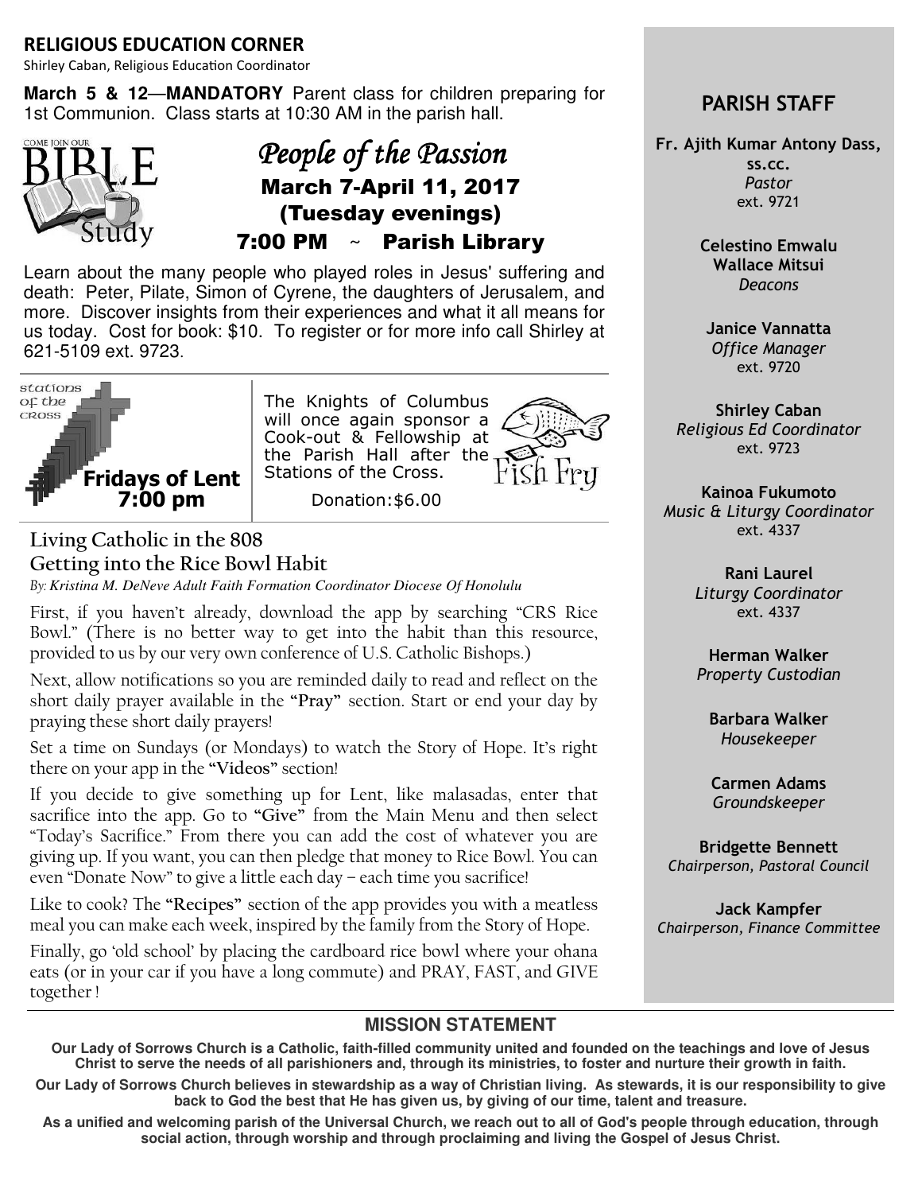## RELIGIOUS EDUCATION CORNER

Shirley Caban, Religious Education Coordinator

**March 5 & 12—MANDATORY** Parent class for children preparing for 1st Communion. Class starts at 10:30 AM in the parish hall.

COME JOIN OUR BIBLE Study

### *People of the Passion*

**March 7-April 11, 2017**
**(Tuesday evenings)**
**7:00 PM ~ Parish Library**

Learn about the many people who played roles in Jesus' suffering and death: Peter, Pilate, Simon of Cyrene, the daughters of Jerusalem, and more. Discover insights from their experiences and what it all means for us today. Cost for book: $10. To register or for more info call Shirley at 621-5109 ext. 9723.

stations of the cross

**Fridays of Lent**
**7:00 pm**

The Knights of Columbus will once again sponsor a Cook-out & Fellowship at the Parish Hall after the Stations of the Cross.

Fish Fry

Donation: $6.00

## Living Catholic in the 808
## Getting into the Rice Bowl Habit

*By: Kristina M. DeNeve Adult Faith Formation Coordinator Diocese Of Honolulu*

First, if you haven't already, download the app by searching "CRS Rice Bowl." (There is no better way to get into the habit than this resource, provided to us by our very own conference of U.S. Catholic Bishops.)

Next, allow notifications so you are reminded daily to read and reflect on the short daily prayer available in the **"Pray"** section. Start or end your day by praying these short daily prayers!

Set a time on Sundays (or Mondays) to watch the Story of Hope. It's right there on your app in the **"Videos"** section!

If you decide to give something up for Lent, like malasadas, enter that sacrifice into the app. Go to **"Give"** from the Main Menu and then select "Today's Sacrifice." From there you can add the cost of whatever you are giving up. If you want, you can then pledge that money to Rice Bowl. You can even "Donate Now" to give a little each day – each time you sacrifice!

Like to cook? The **"Recipes"** section of the app provides you with a meatless meal you can make each week, inspired by the family from the Story of Hope.

Finally, go 'old school' by placing the cardboard rice bowl where your ohana eats (or in your car if you have a long commute) and PRAY, FAST, and GIVE together !

## PARISH STAFF

**Fr. Ajith Kumar Antony Dass, ss.cc.**
*Pastor*
ext. 9721

**Celestino Emwalu**
**Wallace Mitsui**
*Deacons*

**Janice Vannatta**
*Office Manager*
ext. 9720

**Shirley Caban**
*Religious Ed Coordinator*
ext. 9723

**Kainoa Fukumoto**
*Music & Liturgy Coordinator*
ext. 4337

**Rani Laurel**
*Liturgy Coordinator*
ext. 4337

**Herman Walker**
*Property Custodian*

**Barbara Walker**
*Housekeeper*

**Carmen Adams**
*Groundskeeper*

**Bridgette Bennett**
*Chairperson, Pastoral Council*

**Jack Kampfer**
*Chairperson, Finance Committee*

## MISSION STATEMENT

**Our Lady of Sorrows Church is a Catholic, faith-filled community united and founded on the teachings and love of Jesus Christ to serve the needs of all parishioners and, through its ministries, to foster and nurture their growth in faith.**

**Our Lady of Sorrows Church believes in stewardship as a way of Christian living. As stewards, it is our responsibility to give back to God the best that He has given us, by giving of our time, talent and treasure.**

**As a unified and welcoming parish of the Universal Church, we reach out to all of God's people through education, through social action, through worship and through proclaiming and living the Gospel of Jesus Christ.**